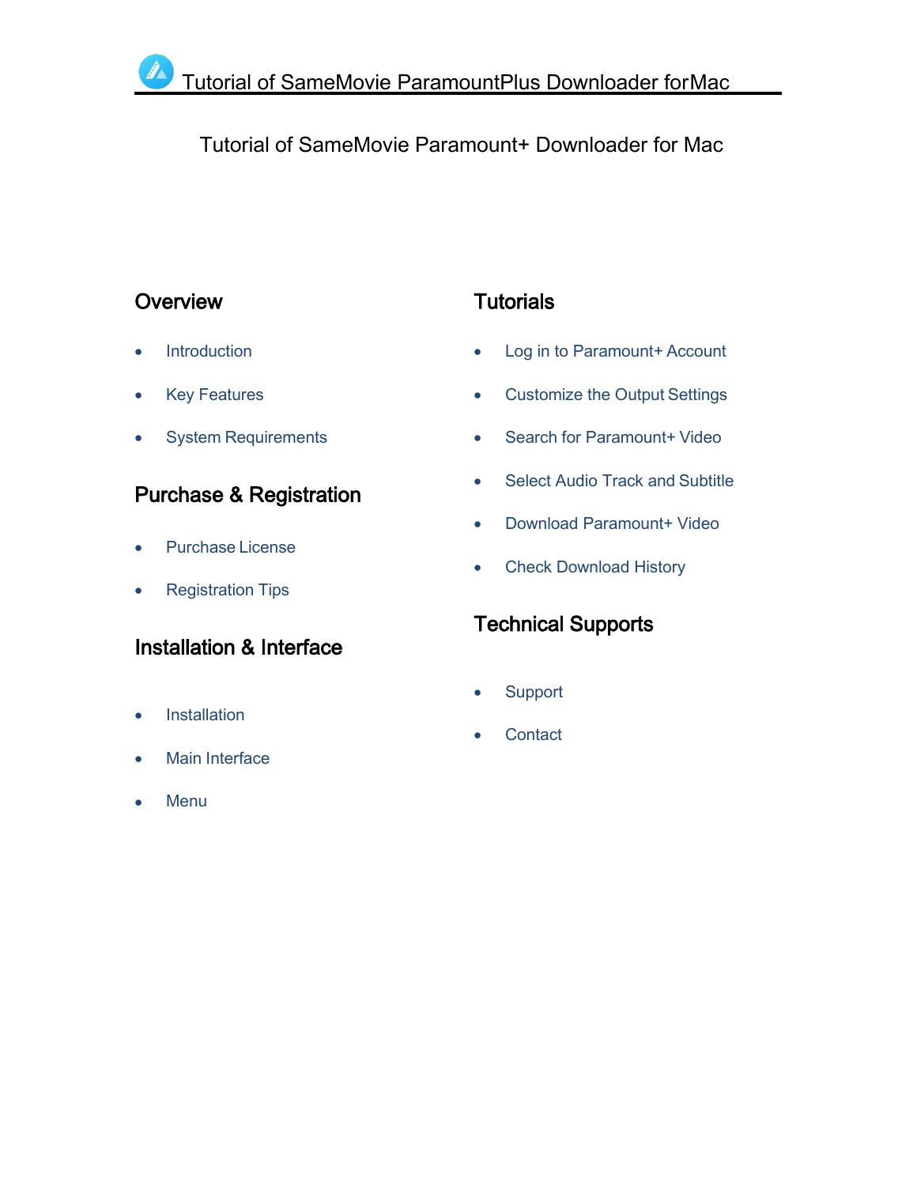# Tutorial of SameMovie Paramount+ Downloader for Mac

## Overview

- Introduction
- Key Features
- System Requirements

## Purchase & Registration

- Purchase License
- Registration Tips

## Installation & Interface

- Installation
- Main Interface
- Menu

## Tutorials

- Log in to Paramount+ Account
- Customize the Output Settings
- Search for Paramount+ Video
- Select Audio Track and Subtitle
- Download Paramount+ Video
- Check Download History

## Technical Supports

- Support
- Contact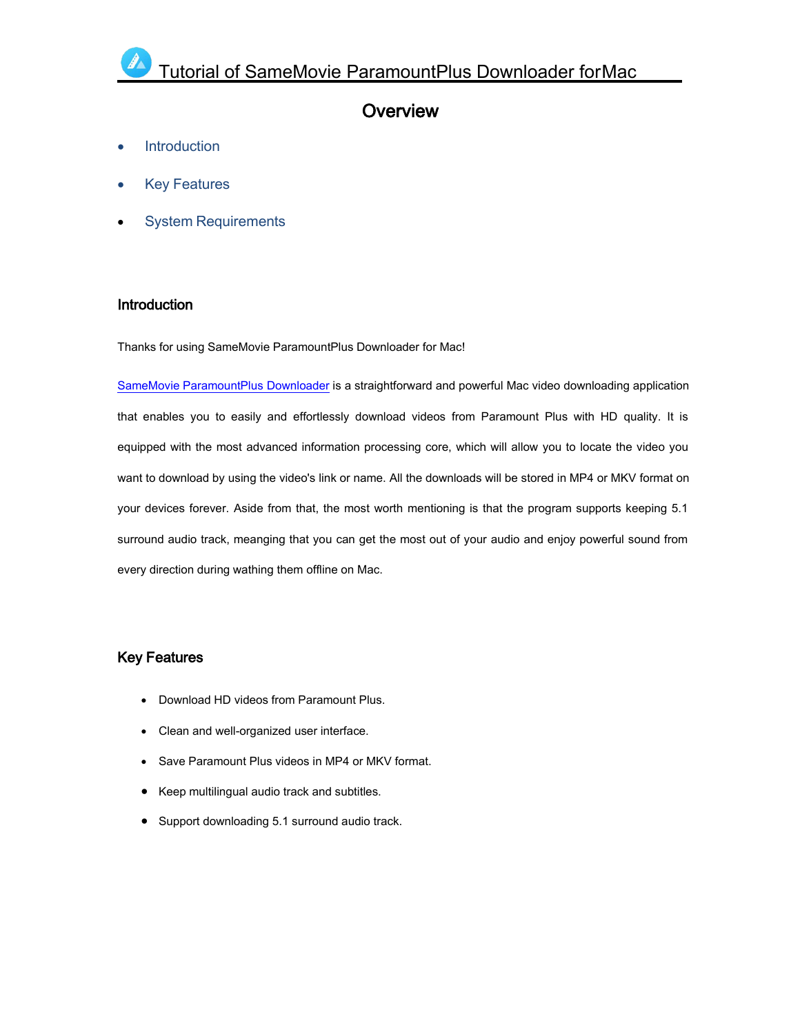# Tutorial of SameMovie ParamountPlus Downloader forMac

## Overview

- Introduction
- Key Features
- System Requirements

### Introduction

Thanks for using SameMovie ParamountPlus Downloader for Mac!

SameMovie ParamountPlus Downloader is a straightforward and powerful Mac video downloading application that enables you to easily and effortlessly download videos from Paramount Plus with HD quality. It is equipped with the most advanced information processing core, which will allow you to locate the video you want to download by using the video's link or name. All the downloads will be stored in MP4 or MKV format on your devices forever. Aside from that, the most worth mentioning is that the program supports keeping 5.1 surround audio track, meanging that you can get the most out of your audio and enjoy powerful sound from every direction during wathing them offline on Mac.

### Key Features

- Download HD videos from Paramount Plus.
- Clean and well-organized user interface.
- Save Paramount Plus videos in MP4 or MKV format.
- Keep multilingual audio track and subtitles.
- Support downloading 5.1 surround audio track.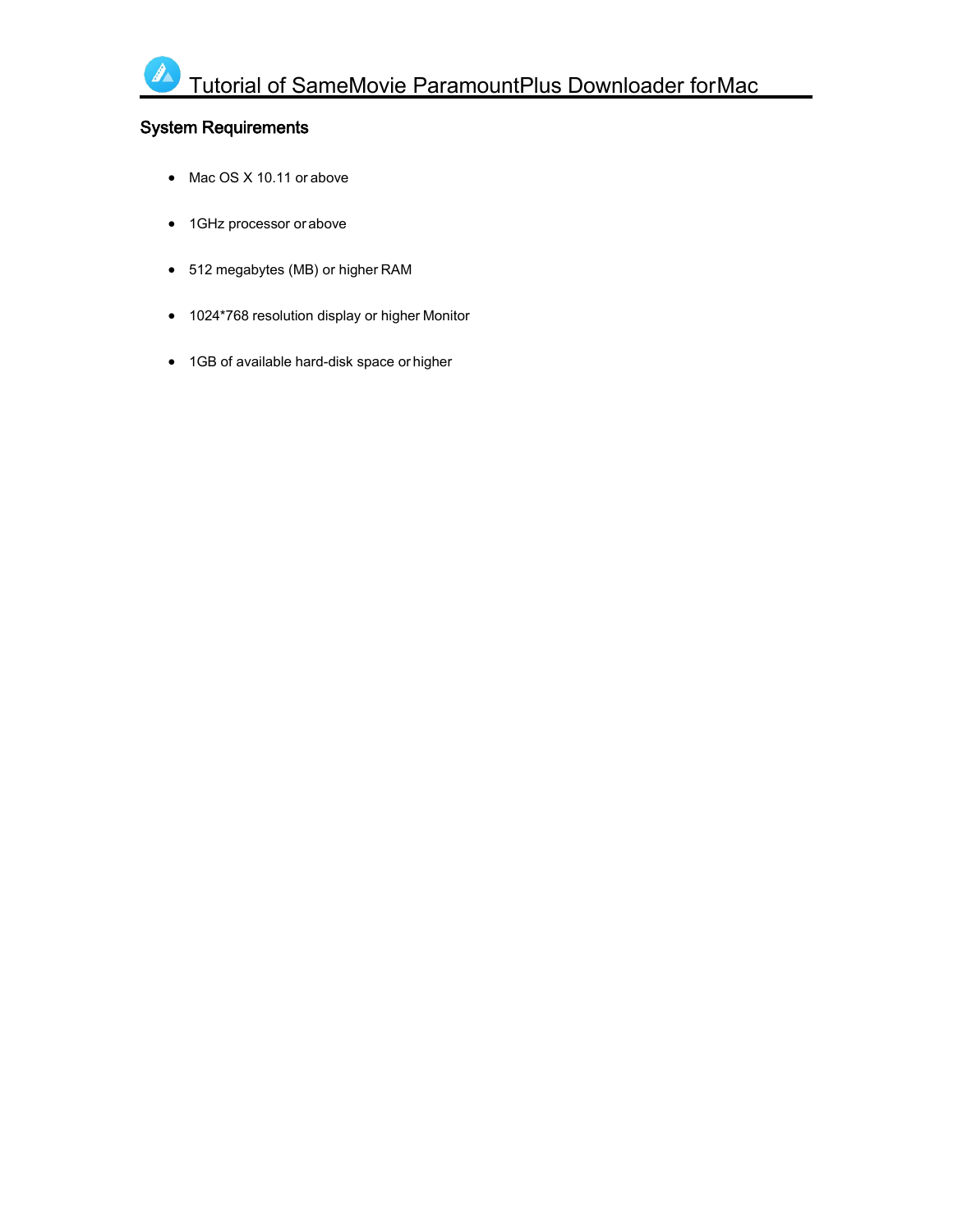## System Requirements

- Mac OS X 10.11 or above
- 1GHz processor or above
- 512 megabytes (MB) or higher RAM
- 1024*768 resolution display or higher Monitor
- 1GB of available hard-disk space or higher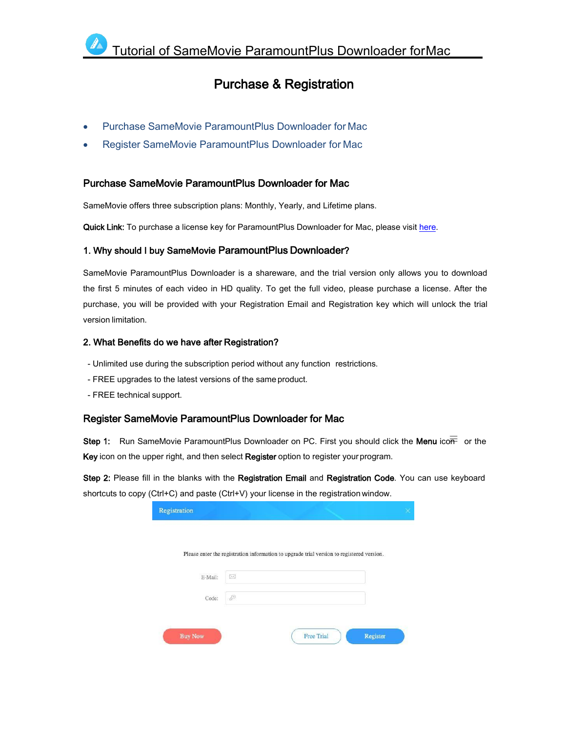# Tutorial of SameMovie ParamountPlus Downloader forMac

## Purchase & Registration

- Purchase SameMovie ParamountPlus Downloader for Mac
- Register SameMovie ParamountPlus Downloader for Mac

### Purchase SameMovie ParamountPlus Downloader for Mac

SameMovie offers three subscription plans: Monthly, Yearly, and Lifetime plans.

**Quick Link:** To purchase a license key for ParamountPlus Downloader for Mac, please visit here.

#### 1. Why should I buy SameMovie ParamountPlus Downloader?

SameMovie ParamountPlus Downloader is a shareware, and the trial version only allows you to download the first 5 minutes of each video in HD quality. To get the full video, please purchase a license. After the purchase, you will be provided with your Registration Email and Registration key which will unlock the trial version limitation.

#### 2. What Benefits do we have after Registration?

- Unlimited use during the subscription period without any function restrictions.
- FREE upgrades to the latest versions of the same product.
- FREE technical support.

### Register SameMovie ParamountPlus Downloader for Mac

**Step 1:** Run SameMovie ParamountPlus Downloader on PC. First you should click the **Menu** icon or the **Key** icon on the upper right, and then select **Register** option to register your program.

**Step 2:** Please fill in the blanks with the **Registration Email** and **Registration Code**. You can use keyboard shortcuts to copy (Ctrl+C) and paste (Ctrl+V) your license in the registration window.

Registration

Please enter the registration information to upgrade trial version to registered version.

E-Mail:

Code:

Buy Now | Free Trial | Register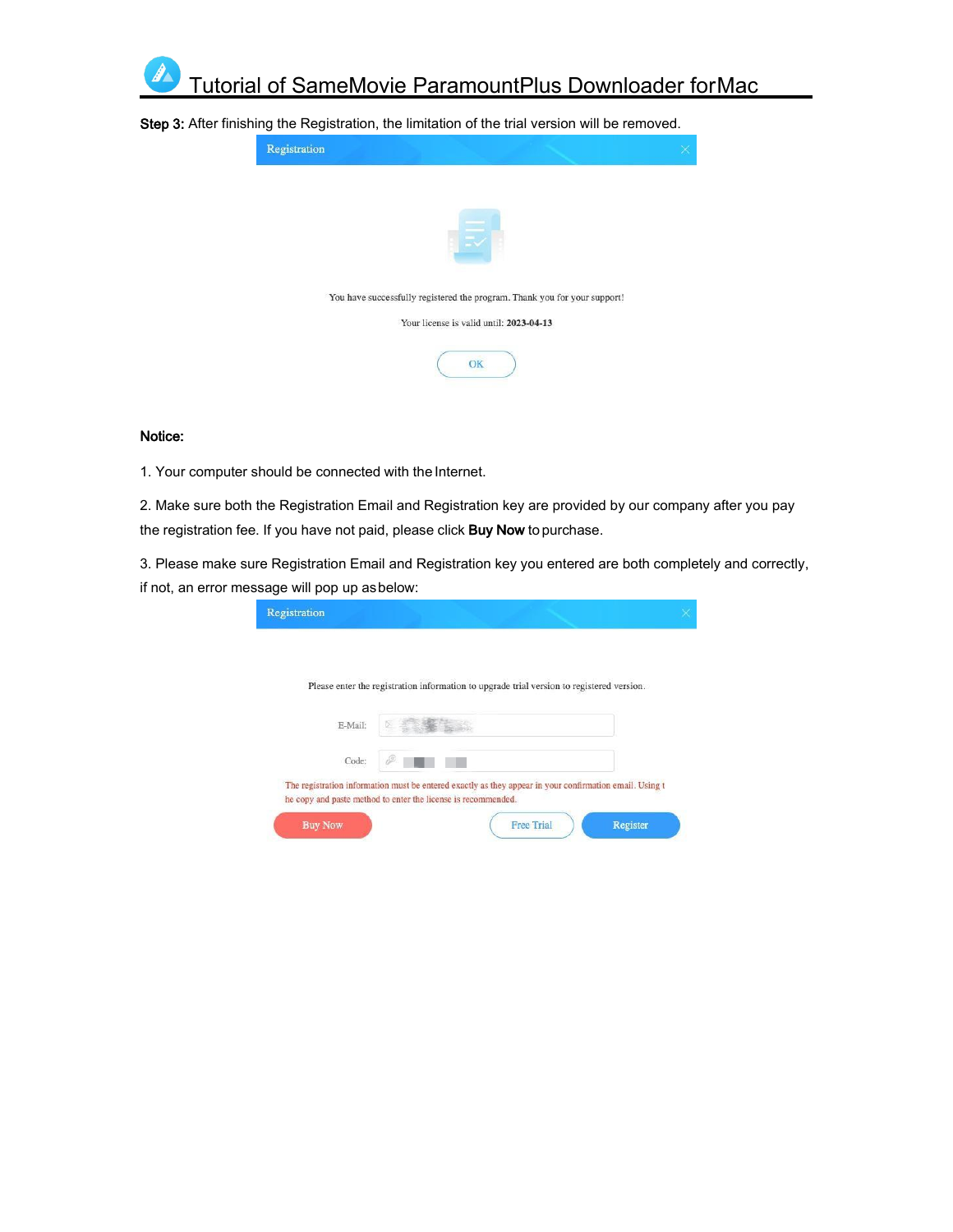**Step 3:** After finishing the Registration, the limitation of the trial version will be removed.

Registration

You have successfully registered the program. Thank you for your support!

Your license is valid until: **2023-04-13**

OK

**Notice:**

1. Your computer should be connected with the Internet.

2. Make sure both the Registration Email and Registration key are provided by our company after you pay the registration fee. If you have not paid, please click **Buy Now** to purchase.

3. Please make sure Registration Email and Registration key you entered are both completely and correctly, if not, an error message will pop up as below:

Registration

Please enter the registration information to upgrade trial version to registered version.

E-Mail:

Code:

The registration information must be entered exactly as they appear in your confirmation email. Using the copy and paste method to enter the license is recommended.

Buy Now　Free Trial　Register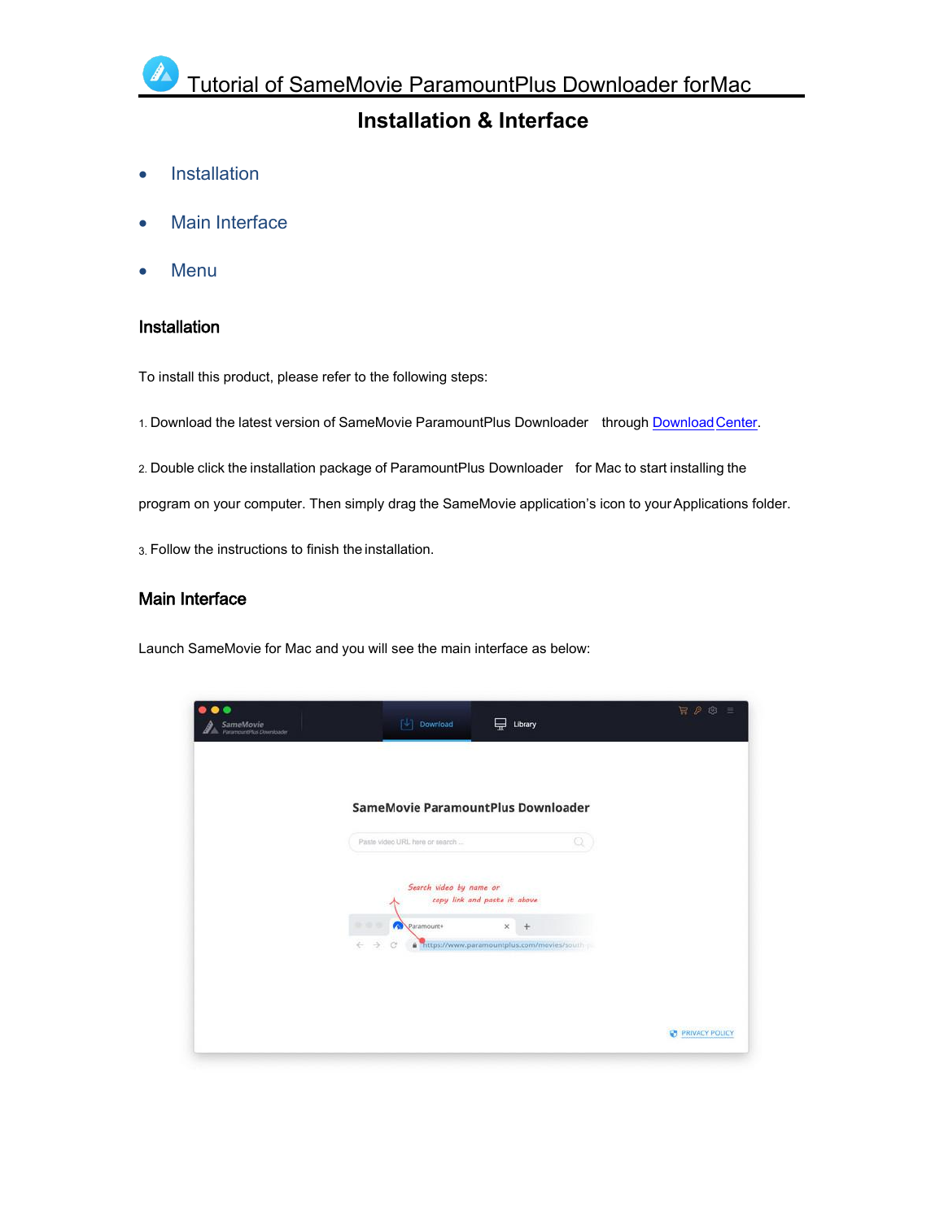# Tutorial of SameMovie ParamountPlus Downloader forMac

## Installation & Interface

- Installation
- Main Interface
- Menu

### Installation

To install this product, please refer to the following steps:

1. Download the latest version of SameMovie ParamountPlus Downloader through Download Center.

2. Double click the installation package of ParamountPlus Downloader for Mac to start installing the program on your computer. Then simply drag the SameMovie application's icon to your Applications folder.

3. Follow the instructions to finish the installation.

### Main Interface

Launch SameMovie for Mac and you will see the main interface as below: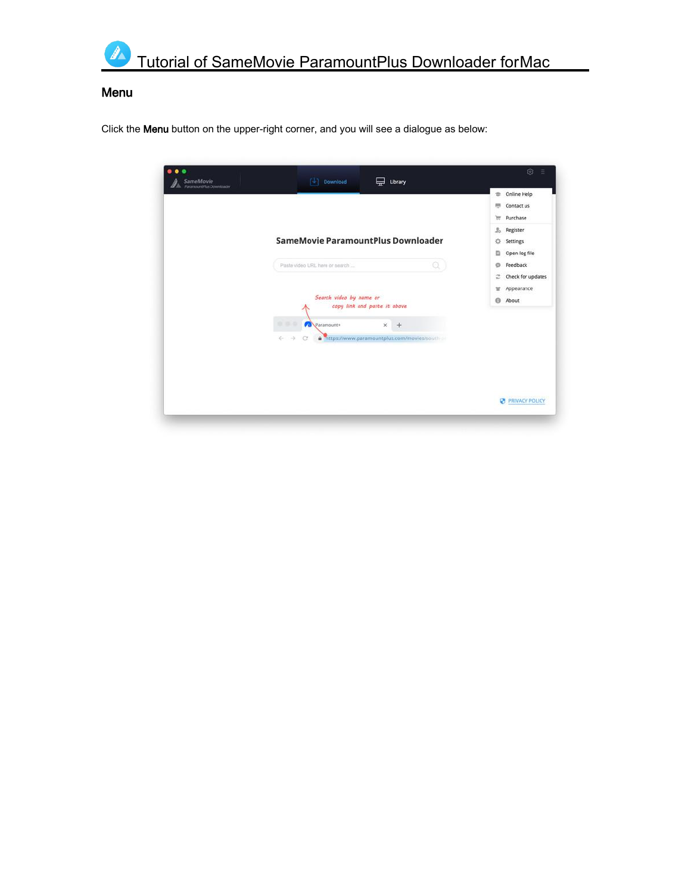## Menu

Click the **Menu** button on the upper-right corner, and you will see a dialogue as below: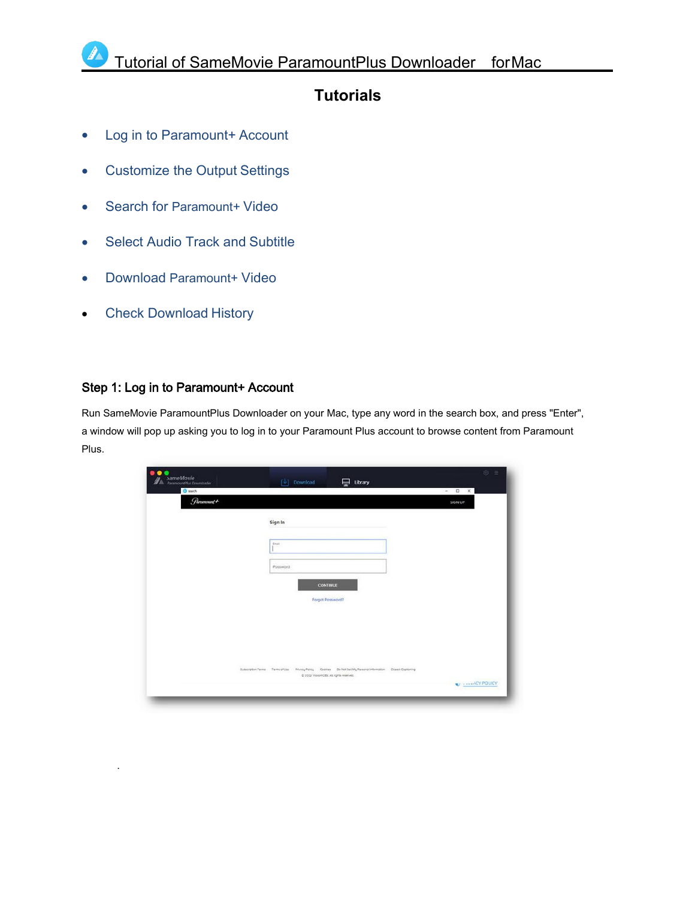# Tutorial of SameMovie ParamountPlus Downloader for Mac

## Tutorials

- Log in to Paramount+ Account
- Customize the Output Settings
- Search for Paramount+ Video
- Select Audio Track and Subtitle
- Download Paramount+ Video
- Check Download History

### Step 1: Log in to Paramount+ Account

Run SameMovie ParamountPlus Downloader on your Mac, type any word in the search box, and press "Enter", a window will pop up asking you to log in to your Paramount Plus account to browse content from Paramount Plus.

.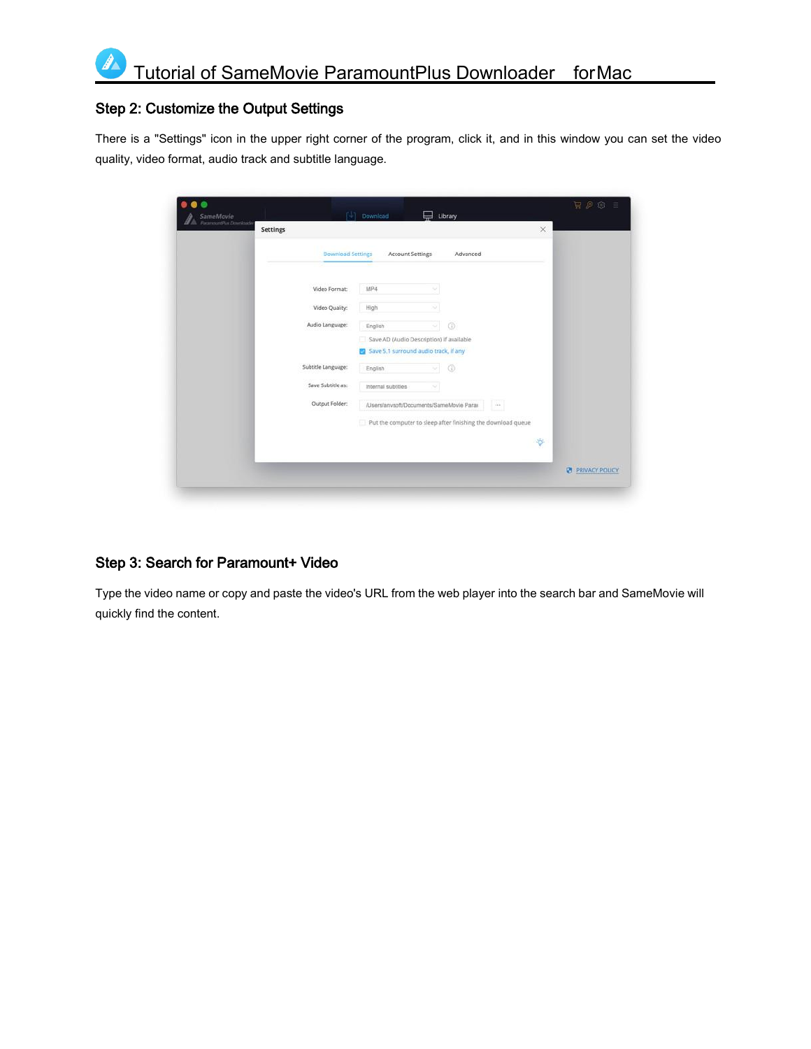## Step 2: Customize the Output Settings

There is a "Settings" icon in the upper right corner of the program, click it, and in this window you can set the video quality, video format, audio track and subtitle language.

## Step 3: Search for Paramount+ Video

Type the video name or copy and paste the video's URL from the web player into the search bar and SameMovie will quickly find the content.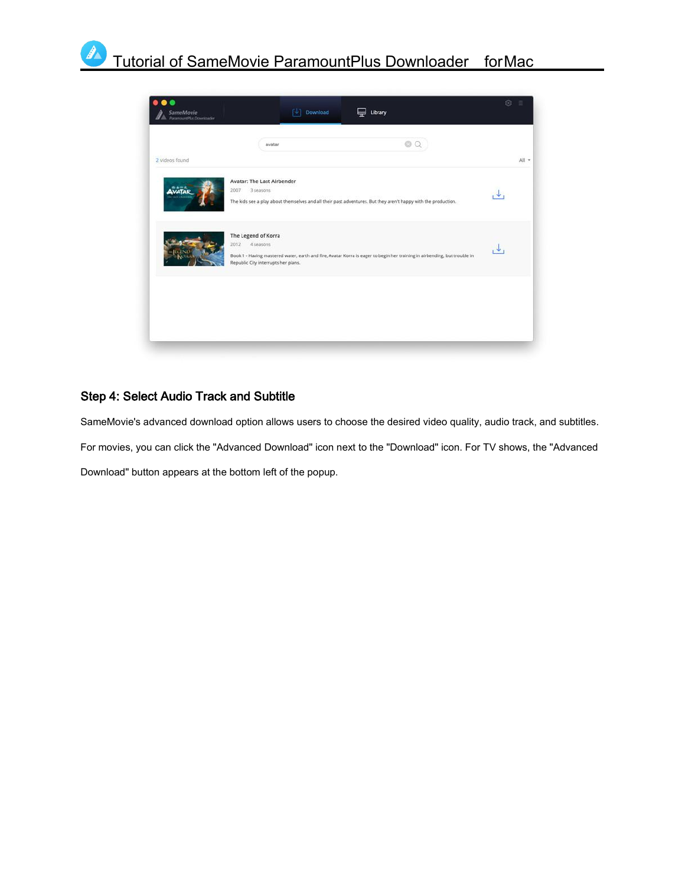## Step 4: Select Audio Track and Subtitle

SameMovie's advanced download option allows users to choose the desired video quality, audio track, and subtitles. For movies, you can click the "Advanced Download" icon next to the "Download" icon. For TV shows, the "Advanced Download" button appears at the bottom left of the popup.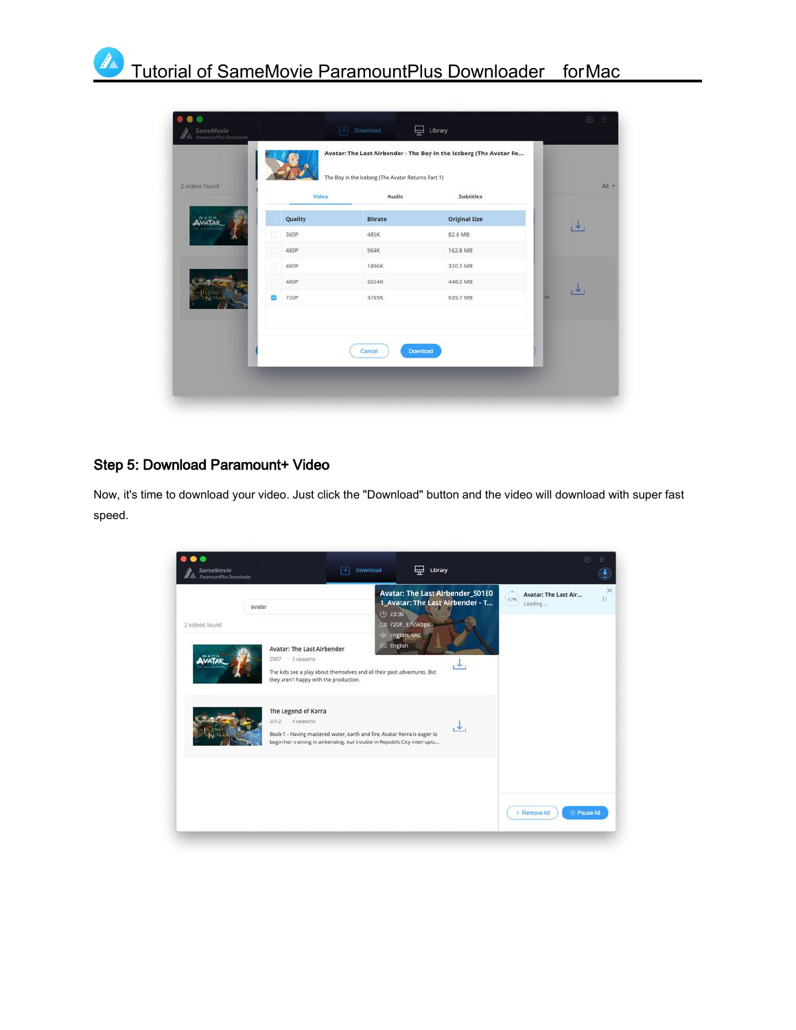## Step 5: Download Paramount+ Video

Now, it's time to download your video. Just click the "Download" button and the video will download with super fast speed.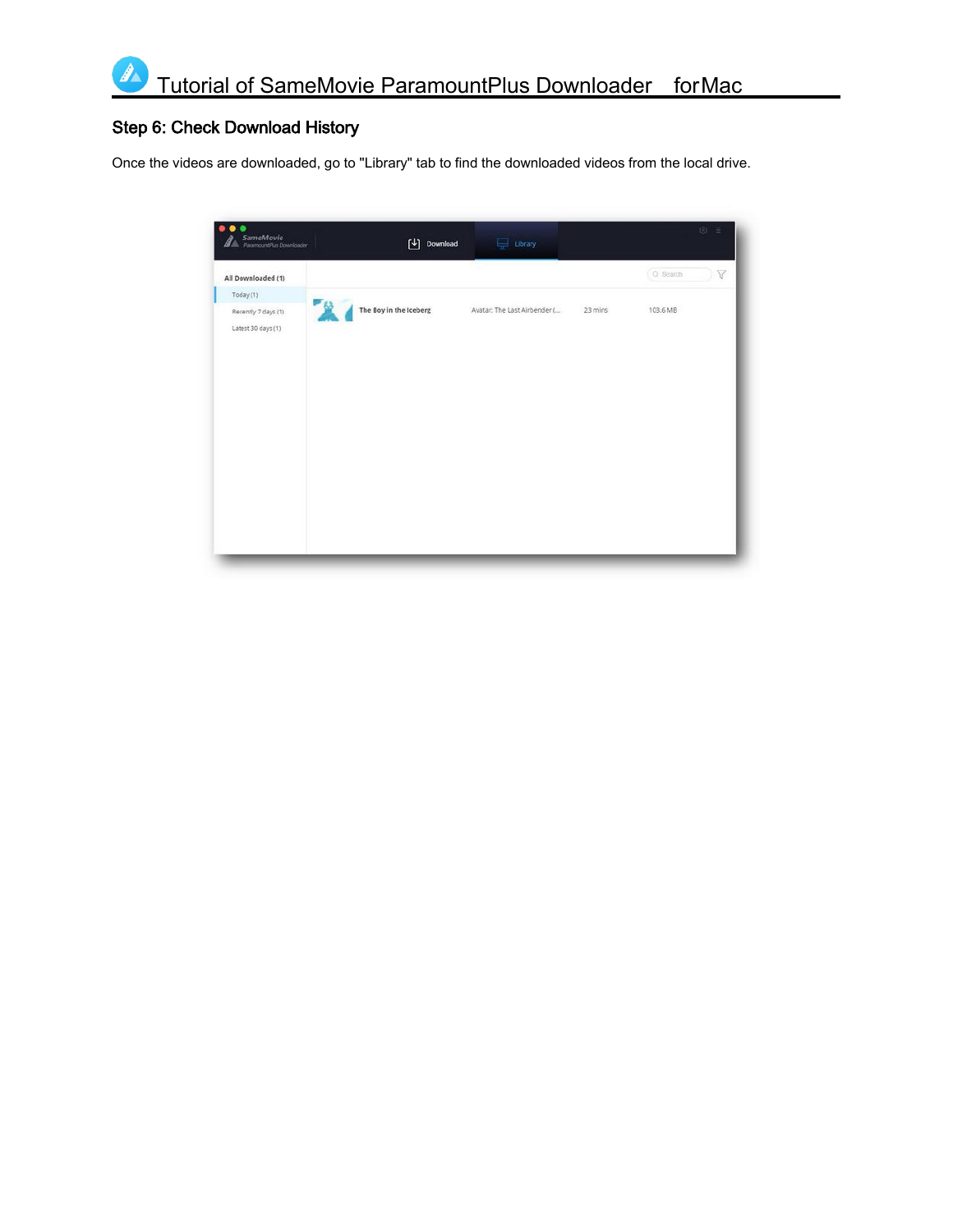## Step 6: Check Download History

Once the videos are downloaded, go to "Library" tab to find the downloaded videos from the local drive.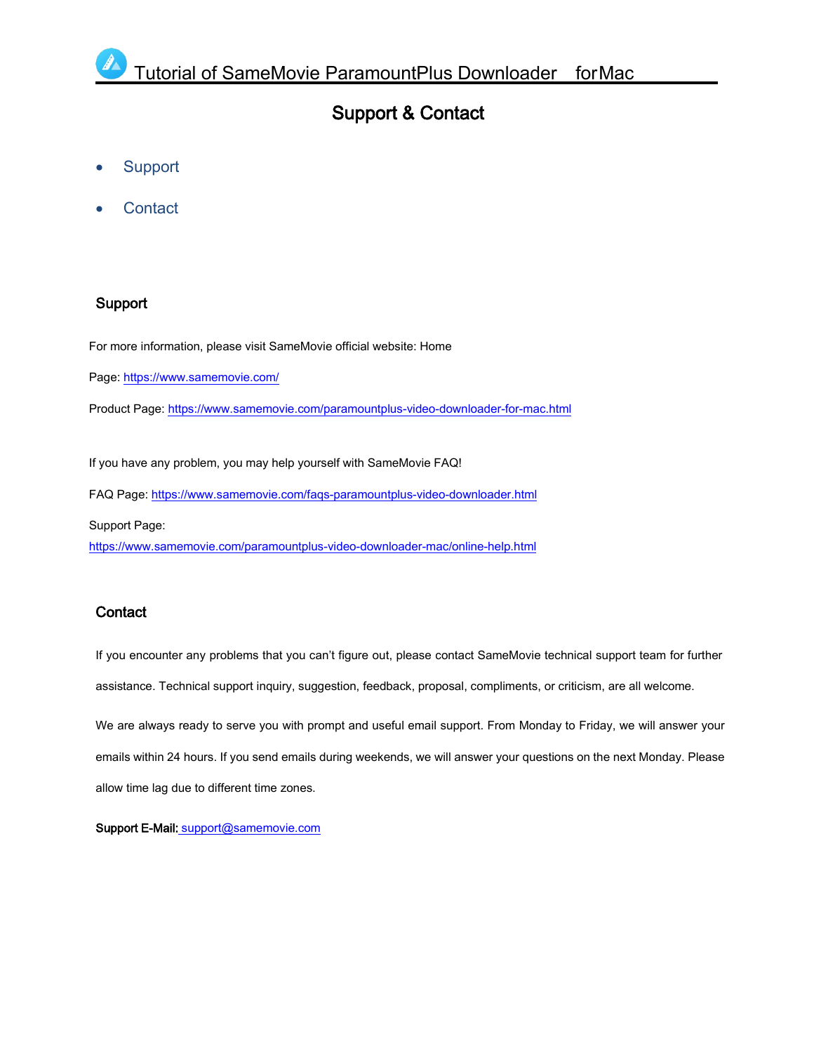# Support & Contact

- Support
- Contact

## Support

For more information, please visit SameMovie official website: Home

Page: https://www.samemovie.com/

Product Page: https://www.samemovie.com/paramountplus-video-downloader-for-mac.html

If you have any problem, you may help yourself with SameMovie FAQ!

FAQ Page: https://www.samemovie.com/faqs-paramountplus-video-downloader.html

Support Page:
https://www.samemovie.com/paramountplus-video-downloader-mac/online-help.html

## Contact

If you encounter any problems that you can't figure out, please contact SameMovie technical support team for further assistance. Technical support inquiry, suggestion, feedback, proposal, compliments, or criticism, are all welcome.

We are always ready to serve you with prompt and useful email support. From Monday to Friday, we will answer your emails within 24 hours. If you send emails during weekends, we will answer your questions on the next Monday. Please allow time lag due to different time zones.

**Support E-Mail:** support@samemovie.com